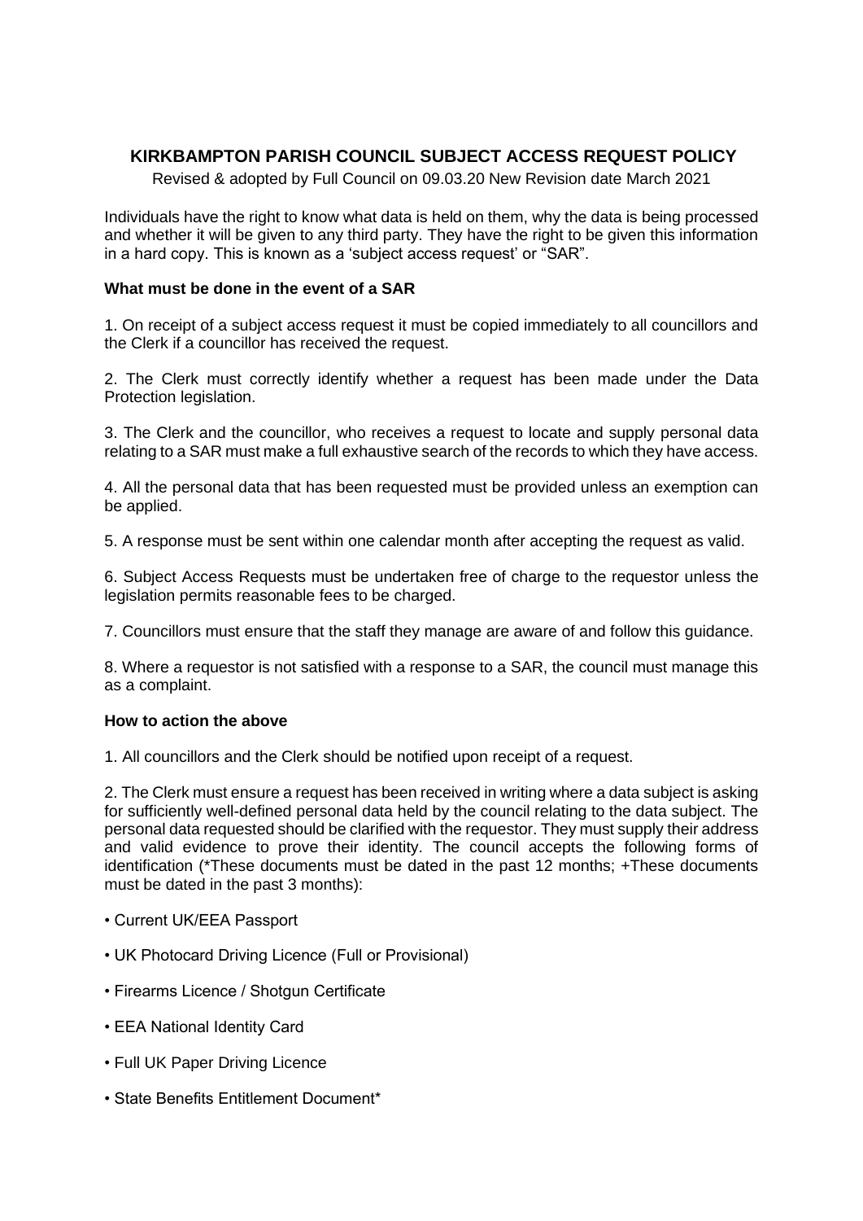# KIRKBAMPTON PARISH COUNCIL SUBJECT ACCESS REQUEST POLICY

Revised & adopted by Full Council on 09.03.20 New Revision date March 2021

Individuals have the right to know what data is held on them, why the data is being processed and whether it will be given to any third party. They have the right to be given this information in a hard copy. This is known as a 'subject access request' or "SAR".

**What must be done in the event of a SAR**

1. On receipt of a subject access request it must be copied immediately to all councillors and the Clerk if a councillor has received the request.

2. The Clerk must correctly identify whether a request has been made under the Data Protection legislation.

3. The Clerk and the councillor, who receives a request to locate and supply personal data relating to a SAR must make a full exhaustive search of the records to which they have access.

4. All the personal data that has been requested must be provided unless an exemption can be applied.

5. A response must be sent within one calendar month after accepting the request as valid.

6. Subject Access Requests must be undertaken free of charge to the requestor unless the legislation permits reasonable fees to be charged.

7. Councillors must ensure that the staff they manage are aware of and follow this guidance.

8. Where a requestor is not satisfied with a response to a SAR, the council must manage this as a complaint.

**How to action the above**

1. All councillors and the Clerk should be notified upon receipt of a request.

2. The Clerk must ensure a request has been received in writing where a data subject is asking for sufficiently well-defined personal data held by the council relating to the data subject. The personal data requested should be clarified with the requestor. They must supply their address and valid evidence to prove their identity. The council accepts the following forms of identification (*These documents must be dated in the past 12 months; +These documents must be dated in the past 3 months):

- Current UK/EEA Passport
- UK Photocard Driving Licence (Full or Provisional)
- Firearms Licence / Shotgun Certificate
- EEA National Identity Card
- Full UK Paper Driving Licence
- State Benefits Entitlement Document*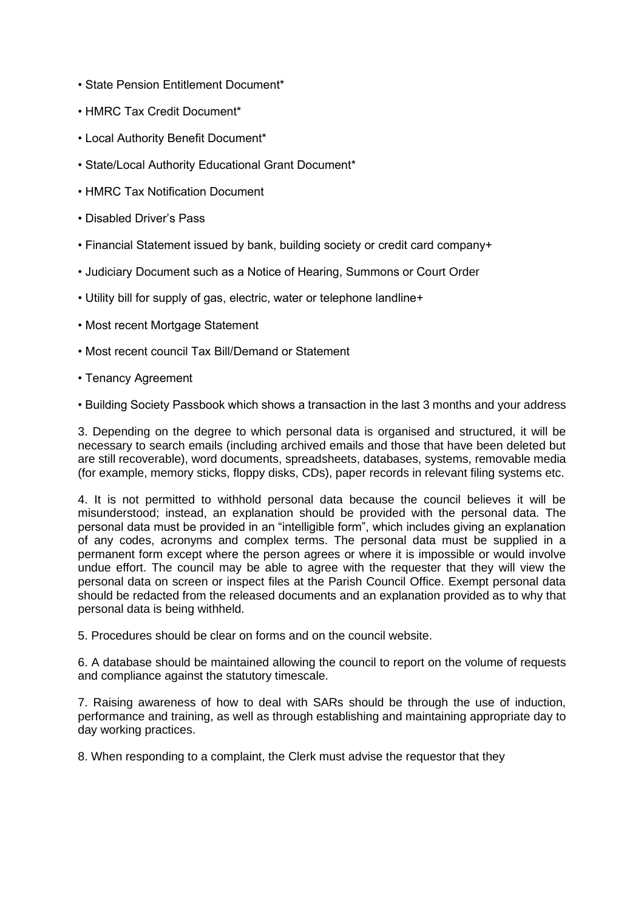- State Pension Entitlement Document*
- HMRC Tax Credit Document*
- Local Authority Benefit Document*
- State/Local Authority Educational Grant Document*
- HMRC Tax Notification Document
- Disabled Driver's Pass
- Financial Statement issued by bank, building society or credit card company+
- Judiciary Document such as a Notice of Hearing, Summons or Court Order
- Utility bill for supply of gas, electric, water or telephone landline+
- Most recent Mortgage Statement
- Most recent council Tax Bill/Demand or Statement
- Tenancy Agreement
- Building Society Passbook which shows a transaction in the last 3 months and your address

3. Depending on the degree to which personal data is organised and structured, it will be necessary to search emails (including archived emails and those that have been deleted but are still recoverable), word documents, spreadsheets, databases, systems, removable media (for example, memory sticks, floppy disks, CDs), paper records in relevant filing systems etc.

4. It is not permitted to withhold personal data because the council believes it will be misunderstood; instead, an explanation should be provided with the personal data. The personal data must be provided in an "intelligible form", which includes giving an explanation of any codes, acronyms and complex terms. The personal data must be supplied in a permanent form except where the person agrees or where it is impossible or would involve undue effort. The council may be able to agree with the requester that they will view the personal data on screen or inspect files at the Parish Council Office. Exempt personal data should be redacted from the released documents and an explanation provided as to why that personal data is being withheld.

5. Procedures should be clear on forms and on the council website.

6. A database should be maintained allowing the council to report on the volume of requests and compliance against the statutory timescale.

7. Raising awareness of how to deal with SARs should be through the use of induction, performance and training, as well as through establishing and maintaining appropriate day to day working practices.

8. When responding to a complaint, the Clerk must advise the requestor that they